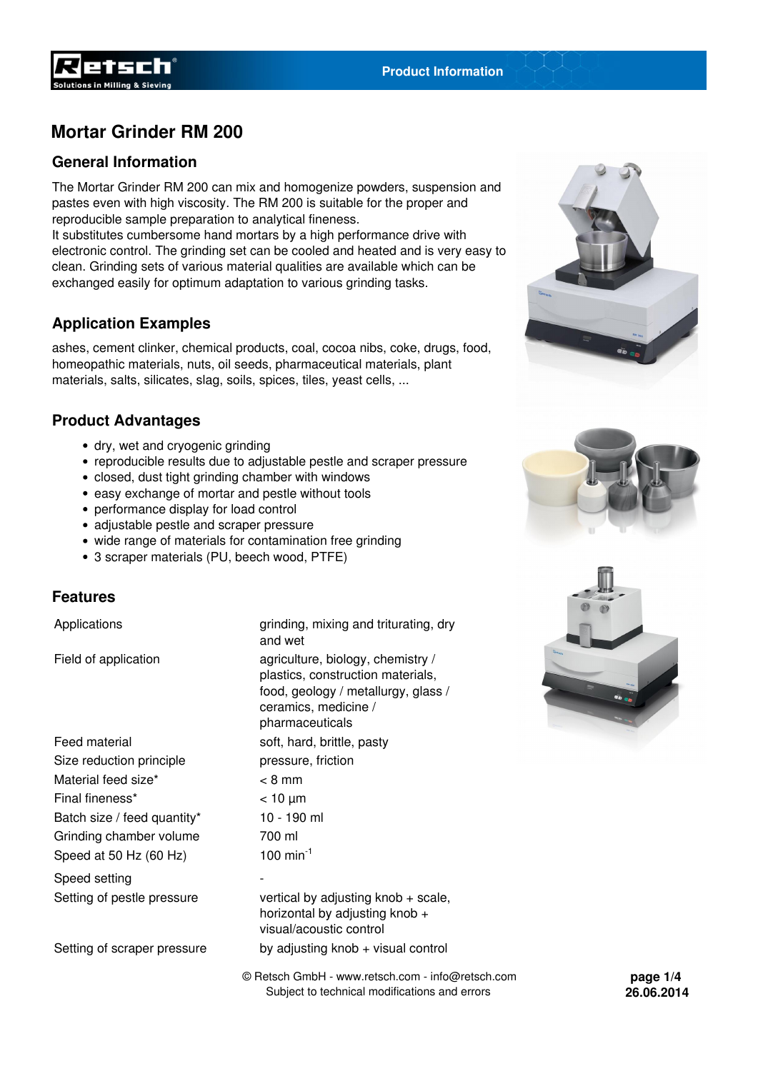# Mortar Grinder RM 200

## General Information

The Mortar Grinder RM 200 can mix and homogenize powders, suspension and pastes even with high viscosity. The RM 200 is suitable for the proper and reproducible sample preparation to analytical fineness.
It substitutes cumbersome hand mortars by a high performance drive with electronic control. The grinding set can be cooled and heated and is very easy to clean. Grinding sets of various material qualities are available which can be exchanged easily for optimum adaptation to various grinding tasks.

## Application Examples

ashes, cement clinker, chemical products, coal, cocoa nibs, coke, drugs, food, homeopathic materials, nuts, oil seeds, pharmaceutical materials, plant materials, salts, silicates, slag, soils, spices, tiles, yeast cells, ...

## Product Advantages

- dry, wet and cryogenic grinding
- reproducible results due to adjustable pestle and scraper pressure
- closed, dust tight grinding chamber with windows
- easy exchange of mortar and pestle without tools
- performance display for load control
- adjustable pestle and scraper pressure
- wide range of materials for contamination free grinding
- 3 scraper materials (PU, beech wood, PTFE)

## Features

| | |
|---|---|
| Applications | grinding, mixing and triturating, dry and wet |
| Field of application | agriculture, biology, chemistry / plastics, construction materials, food, geology / metallurgy, glass / ceramics, medicine / pharmaceuticals |
| Feed material | soft, hard, brittle, pasty |
| Size reduction principle | pressure, friction |
| Material feed size* | < 8 mm |
| Final fineness* | < 10 µm |
| Batch size / feed quantity* | 10 - 190 ml |
| Grinding chamber volume | 700 ml |
| Speed at 50 Hz (60 Hz) | 100 min$^{-1}$ |
| Speed setting | - |
| Setting of pestle pressure | vertical by adjusting knob + scale, horizontal by adjusting knob + visual/acoustic control |
| Setting of scraper pressure | by adjusting knob + visual control |

© Retsch GmbH - www.retsch.com - info@retsch.com
Subject to technical modifications and errors

26.06.2014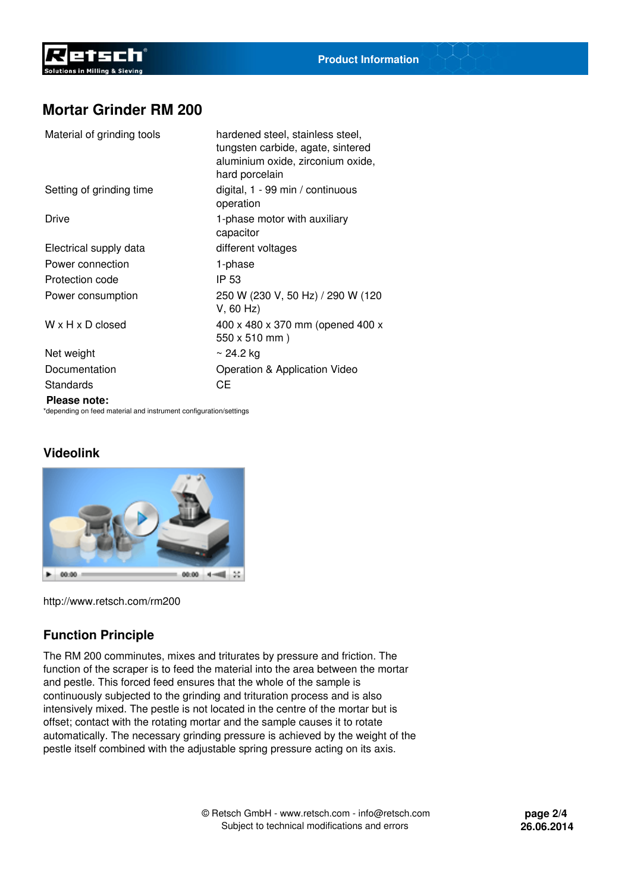# Mortar Grinder RM 200

| | |
|---|---|
| Material of grinding tools | hardened steel, stainless steel, tungsten carbide, agate, sintered aluminium oxide, zirconium oxide, hard porcelain |
| Setting of grinding time | digital, 1 - 99 min / continuous operation |
| Drive | 1-phase motor with auxiliary capacitor |
| Electrical supply data | different voltages |
| Power connection | 1-phase |
| Protection code | IP 53 |
| Power consumption | 250 W (230 V, 50 Hz) / 290 W (120 V, 60 Hz) |
| W x H x D closed | 400 x 480 x 370 mm (opened 400 x 550 x 510 mm ) |
| Net weight | ~ 24.2 kg |
| Documentation | Operation & Application Video |
| Standards | CE |

**Please note:**
*depending on feed material and instrument configuration/settings

## Videolink

http://www.retsch.com/rm200

## Function Principle

The RM 200 comminutes, mixes and triturates by pressure and friction. The function of the scraper is to feed the material into the area between the mortar and pestle. This forced feed ensures that the whole of the sample is continuously subjected to the grinding and trituration process and is also intensively mixed. The pestle is not located in the centre of the mortar but is offset; contact with the rotating mortar and the sample causes it to rotate automatically. The necessary grinding pressure is achieved by the weight of the pestle itself combined with the adjustable spring pressure acting on its axis.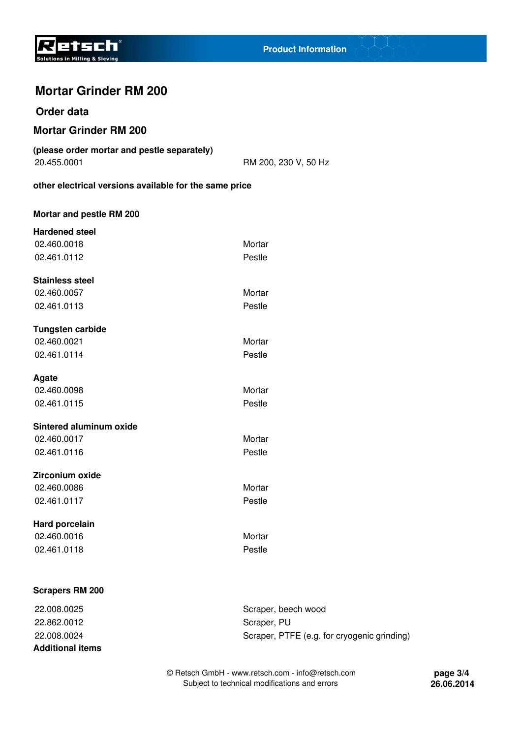# Mortar Grinder RM 200

## Order data

### Mortar Grinder RM 200

**(please order mortar and pestle separately)**

| | |
|---|---|
| 20.455.0001 | RM 200, 230 V, 50 Hz |

**other electrical versions available for the same price**

### Mortar and pestle RM 200

**Hardened steel**

| | |
|---|---|
| 02.460.0018 | Mortar |
| 02.461.0112 | Pestle |

**Stainless steel**

| | |
|---|---|
| 02.460.0057 | Mortar |
| 02.461.0113 | Pestle |

**Tungsten carbide**

| | |
|---|---|
| 02.460.0021 | Mortar |
| 02.461.0114 | Pestle |

**Agate**

| | |
|---|---|
| 02.460.0098 | Mortar |
| 02.461.0115 | Pestle |

**Sintered aluminum oxide**

| | |
|---|---|
| 02.460.0017 | Mortar |
| 02.461.0116 | Pestle |

**Zirconium oxide**

| | |
|---|---|
| 02.460.0086 | Mortar |
| 02.461.0117 | Pestle |

**Hard porcelain**

| | |
|---|---|
| 02.460.0016 | Mortar |
| 02.461.0118 | Pestle |

### Scrapers RM 200

| | |
|---|---|
| 22.008.0025 | Scraper, beech wood |
| 22.862.0012 | Scraper, PU |
| 22.008.0024 | Scraper, PTFE (e.g. for cryogenic grinding) |

**Additional items**

© Retsch GmbH - www.retsch.com - info@retsch.com
Subject to technical modifications and errors

26.06.2014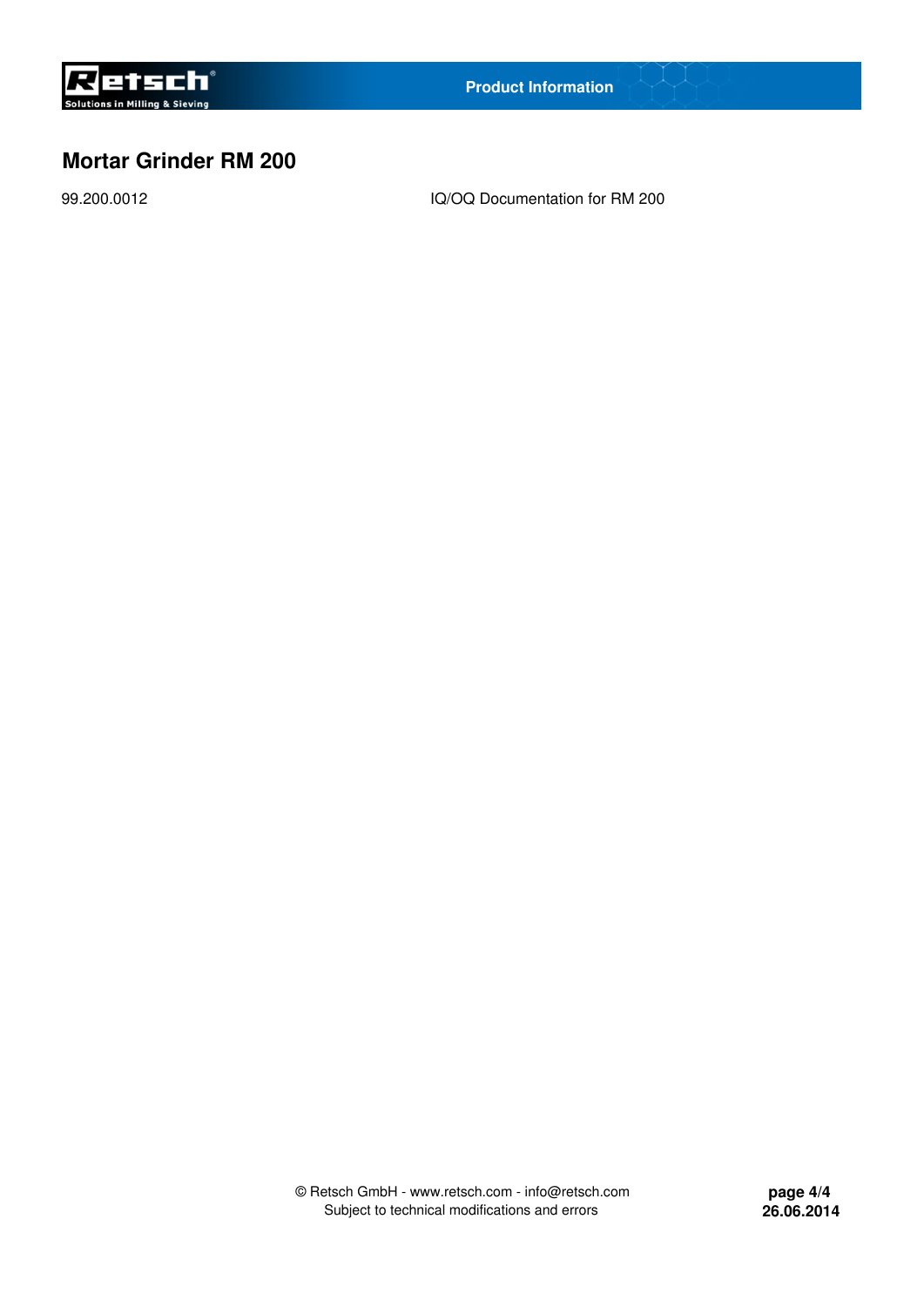# Mortar Grinder RM 200

| | |
|---|---|
| 99.200.0012 | IQ/OQ Documentation for RM 200 |